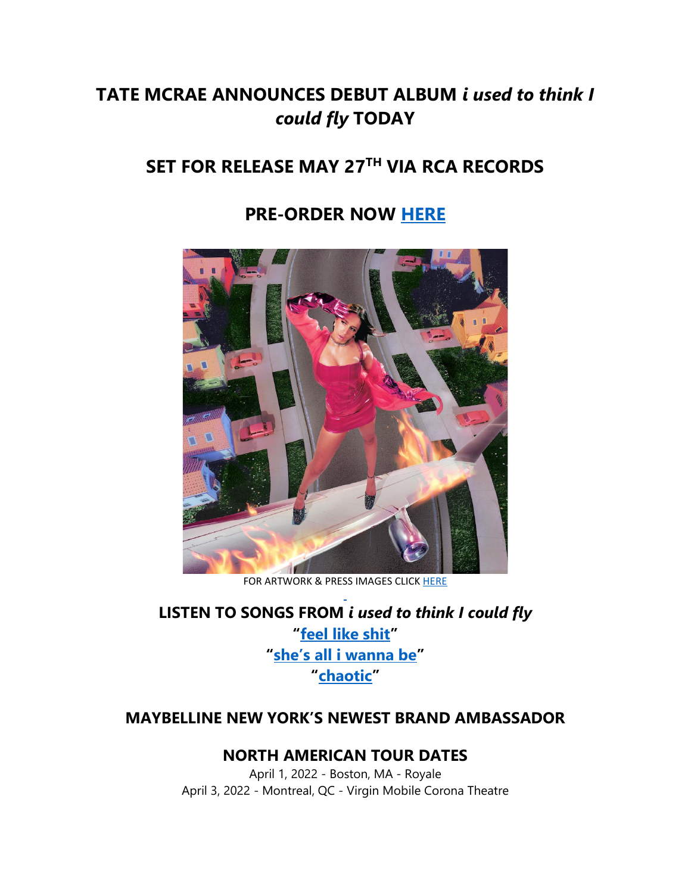# TATE MCRAE ANNOUNCES DEBUT ALBUM *i used to think I could fly* TODAY

## SET FOR RELEASE MAY 27TH VIA RCA RECORDS

## PRE-ORDER NOW HERE

FOR ARTWORK & PRESS IMAGES CLICK HERE

**LISTEN TO SONGS FROM *i used to think I could fly***
**"feel like shit"**
**"she's all i wanna be"**
**"chaotic"**

### MAYBELLINE NEW YORK'S NEWEST BRAND AMBASSADOR

### NORTH AMERICAN TOUR DATES

April 1, 2022 - Boston, MA - Royale
April 3, 2022 - Montreal, QC - Virgin Mobile Corona Theatre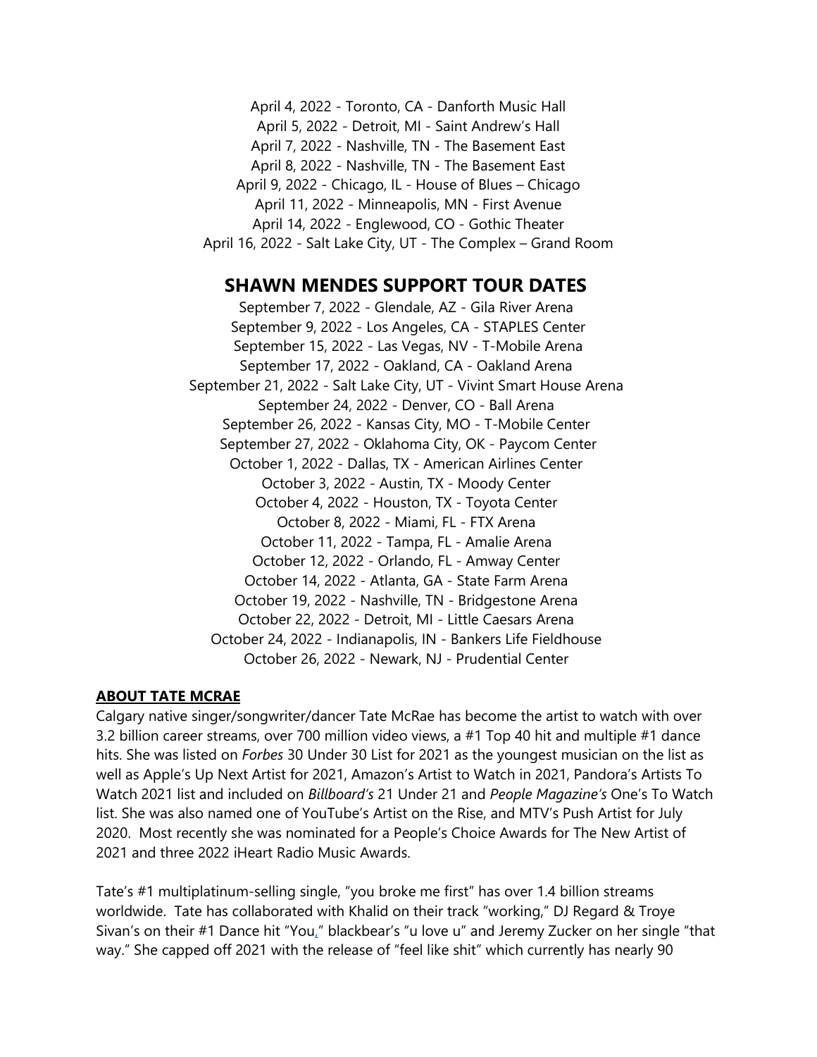April 4, 2022 - Toronto, CA - Danforth Music Hall
April 5, 2022 - Detroit, MI - Saint Andrew's Hall
April 7, 2022 - Nashville, TN - The Basement East
April 8, 2022 - Nashville, TN - The Basement East
April 9, 2022 - Chicago, IL - House of Blues – Chicago
April 11, 2022 - Minneapolis, MN - First Avenue
April 14, 2022 - Englewood, CO - Gothic Theater
April 16, 2022 - Salt Lake City, UT - The Complex – Grand Room

## SHAWN MENDES SUPPORT TOUR DATES

September 7, 2022 - Glendale, AZ - Gila River Arena
September 9, 2022 - Los Angeles, CA - STAPLES Center
September 15, 2022 - Las Vegas, NV - T-Mobile Arena
September 17, 2022 - Oakland, CA - Oakland Arena
September 21, 2022 - Salt Lake City, UT - Vivint Smart House Arena
September 24, 2022 - Denver, CO - Ball Arena
September 26, 2022 - Kansas City, MO - T-Mobile Center
September 27, 2022 - Oklahoma City, OK - Paycom Center
October 1, 2022 - Dallas, TX - American Airlines Center
October 3, 2022 - Austin, TX - Moody Center
October 4, 2022 - Houston, TX - Toyota Center
October 8, 2022 - Miami, FL - FTX Arena
October 11, 2022 - Tampa, FL - Amalie Arena
October 12, 2022 - Orlando, FL - Amway Center
October 14, 2022 - Atlanta, GA - State Farm Arena
October 19, 2022 - Nashville, TN - Bridgestone Arena
October 22, 2022 - Detroit, MI - Little Caesars Arena
October 24, 2022 - Indianapolis, IN - Bankers Life Fieldhouse
October 26, 2022 - Newark, NJ - Prudential Center

### ABOUT TATE MCRAE

Calgary native singer/songwriter/dancer Tate McRae has become the artist to watch with over 3.2 billion career streams, over 700 million video views, a #1 Top 40 hit and multiple #1 dance hits. She was listed on *Forbes* 30 Under 30 List for 2021 as the youngest musician on the list as well as Apple's Up Next Artist for 2021, Amazon's Artist to Watch in 2021, Pandora's Artists To Watch 2021 list and included on *Billboard's* 21 Under 21 and *People Magazine's* One's To Watch list. She was also named one of YouTube's Artist on the Rise, and MTV's Push Artist for July 2020. Most recently she was nominated for a People's Choice Awards for The New Artist of 2021 and three 2022 iHeart Radio Music Awards.

Tate's #1 multiplatinum-selling single, "you broke me first" has over 1.4 billion streams worldwide. Tate has collaborated with Khalid on their track "working," DJ Regard & Troye Sivan's on their #1 Dance hit "You," blackbear's "u love u" and Jeremy Zucker on her single "that way." She capped off 2021 with the release of "feel like shit" which currently has nearly 90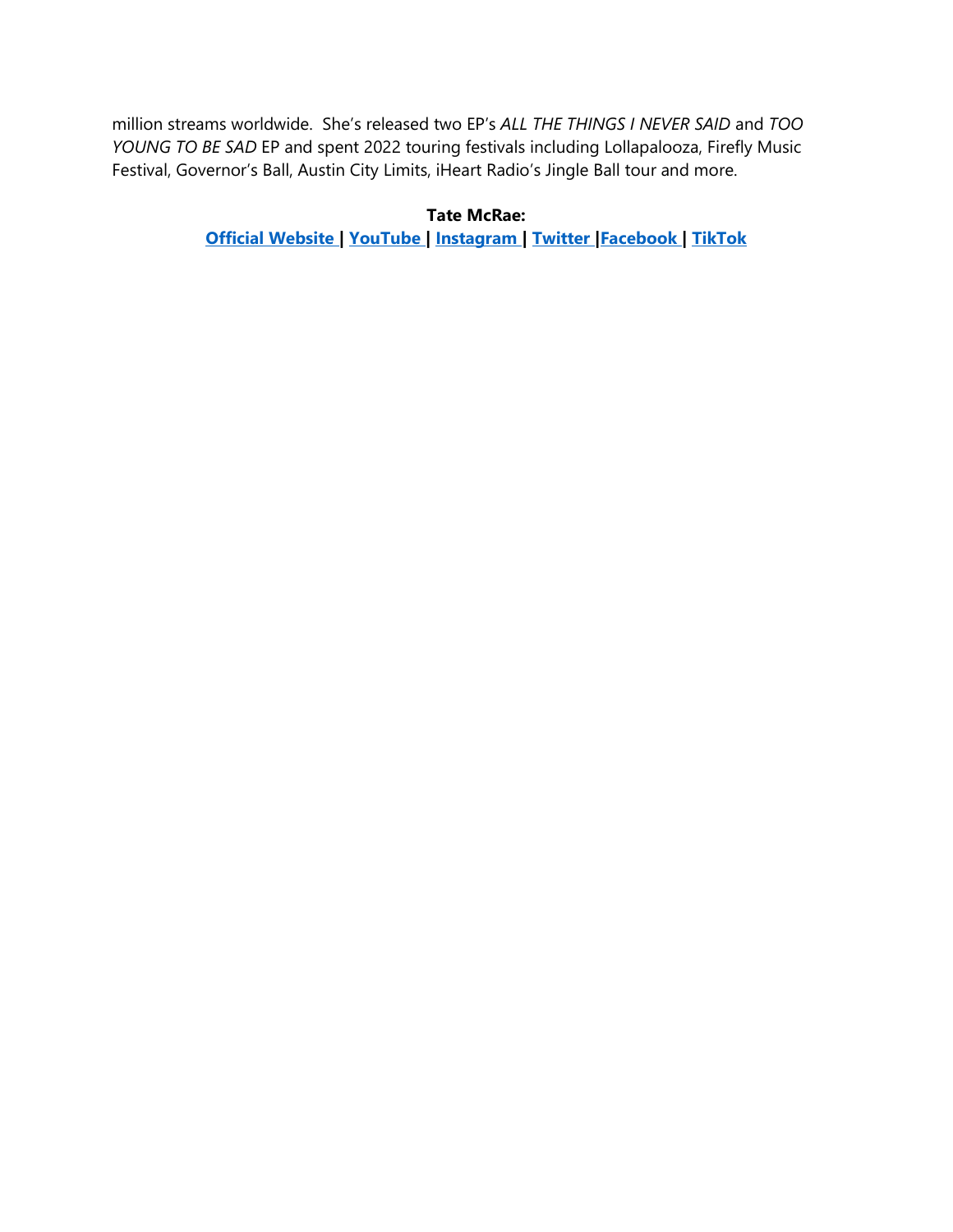million streams worldwide. She's released two EP's *ALL THE THINGS I NEVER SAID* and *TOO YOUNG TO BE SAD* EP and spent 2022 touring festivals including Lollapalooza, Firefly Music Festival, Governor's Ball, Austin City Limits, iHeart Radio's Jingle Ball tour and more.

**Tate McRae:**
**Official Website | YouTube | Instagram | Twitter | Facebook | TikTok**